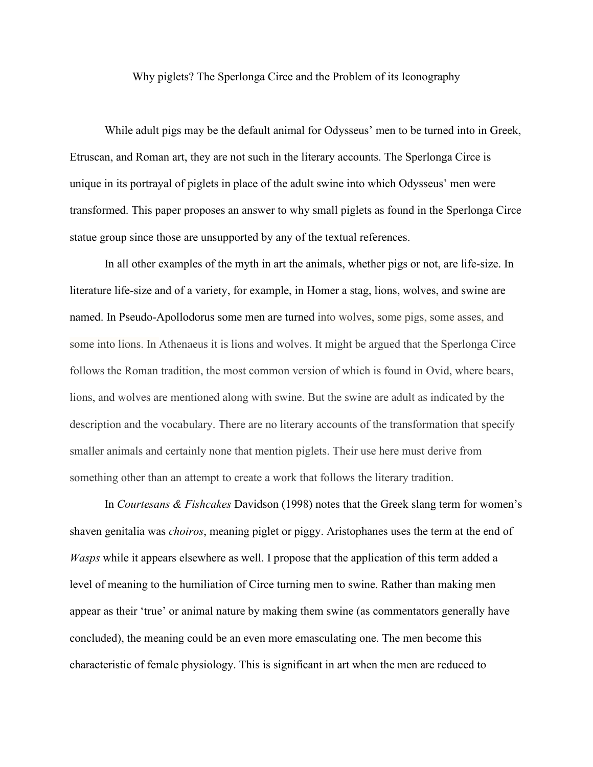# Why piglets? The Sperlonga Circe and the Problem of its Iconography

While adult pigs may be the default animal for Odysseus' men to be turned into in Greek, Etruscan, and Roman art, they are not such in the literary accounts. The Sperlonga Circe is unique in its portrayal of piglets in place of the adult swine into which Odysseus' men were transformed. This paper proposes an answer to why small piglets as found in the Sperlonga Circe statue group since those are unsupported by any of the textual references.

In all other examples of the myth in art the animals, whether pigs or not, are life-size. In literature life-size and of a variety, for example, in Homer a stag, lions, wolves, and swine are named. In Pseudo-Apollodorus some men are turned into wolves, some pigs, some asses, and some into lions. In Athenaeus it is lions and wolves. It might be argued that the Sperlonga Circe follows the Roman tradition, the most common version of which is found in Ovid, where bears, lions, and wolves are mentioned along with swine. But the swine are adult as indicated by the description and the vocabulary. There are no literary accounts of the transformation that specify smaller animals and certainly none that mention piglets. Their use here must derive from something other than an attempt to create a work that follows the literary tradition.

In *Courtesans & Fishcakes* Davidson (1998) notes that the Greek slang term for women's shaven genitalia was *choiros*, meaning piglet or piggy. Aristophanes uses the term at the end of *Wasps* while it appears elsewhere as well. I propose that the application of this term added a level of meaning to the humiliation of Circe turning men to swine. Rather than making men appear as their 'true' or animal nature by making them swine (as commentators generally have concluded), the meaning could be an even more emasculating one. The men become this characteristic of female physiology. This is significant in art when the men are reduced to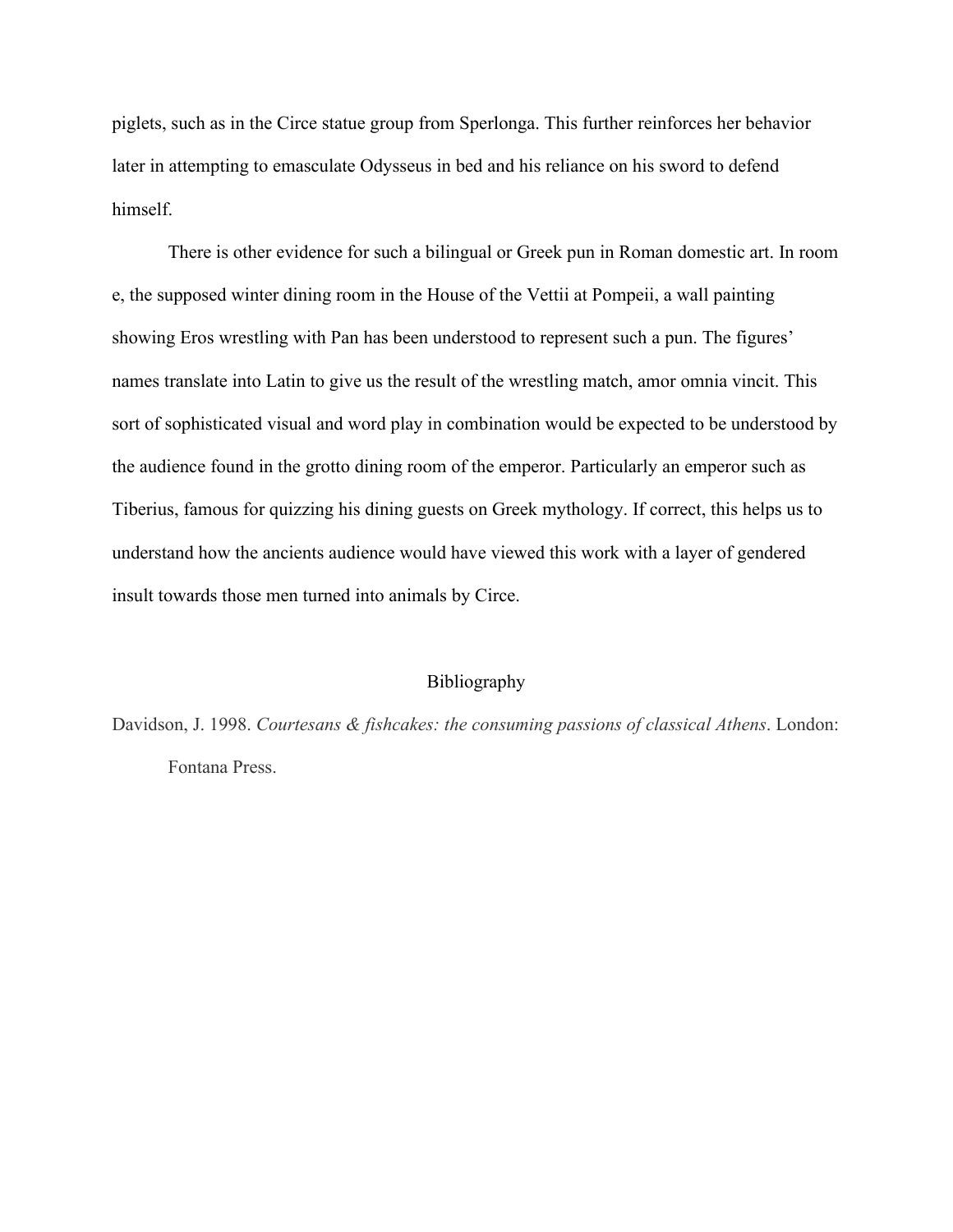piglets, such as in the Circe statue group from Sperlonga. This further reinforces her behavior later in attempting to emasculate Odysseus in bed and his reliance on his sword to defend himself.

There is other evidence for such a bilingual or Greek pun in Roman domestic art. In room e, the supposed winter dining room in the House of the Vettii at Pompeii, a wall painting showing Eros wrestling with Pan has been understood to represent such a pun. The figures' names translate into Latin to give us the result of the wrestling match, amor omnia vincit. This sort of sophisticated visual and word play in combination would be expected to be understood by the audience found in the grotto dining room of the emperor. Particularly an emperor such as Tiberius, famous for quizzing his dining guests on Greek mythology. If correct, this helps us to understand how the ancients audience would have viewed this work with a layer of gendered insult towards those men turned into animals by Circe.

## Bibliography

Davidson, J. 1998. *Courtesans & fishcakes: the consuming passions of classical Athens*. London: Fontana Press.